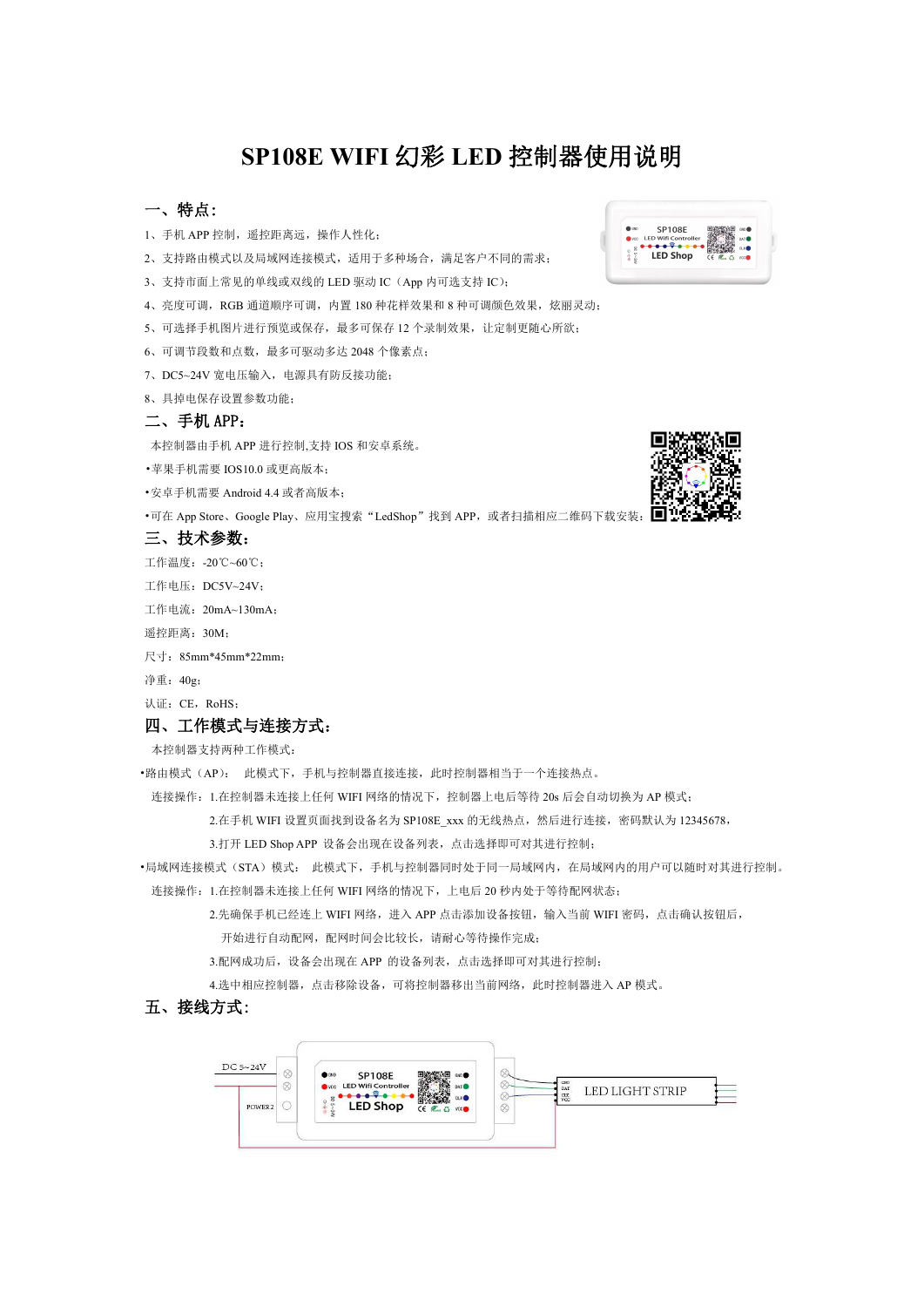# SP108E WIFI 幻彩 LED 控制器使用说明

## 一、特点：

1、手机 APP 控制，遥控距离远，操作人性化；

2、支持路由模式以及局域网连接模式，适用于多种场合，满足客户不同的需求；

3、支持市面上常见的单线或双线的 LED 驱动 IC（App 内可选支持 IC）；

4、亮度可调，RGB 通道顺序可调，内置 180 种花样效果和 8 种可调颜色效果，炫丽灵动；

5、可选择手机图片进行预览或保存，最多可保存 12 个录制效果，让定制更随心所欲；

6、可调节段数和点数，最多可驱动多达 2048 个像素点；

7、DC5~24V 宽电压输入，电源具有防反接功能；

8、具掉电保存设置参数功能；

## 二、手机 APP：

本控制器由手机 APP 进行控制,支持 IOS 和安卓系统。

•苹果手机需要 IOS10.0 或更高版本；

•安卓手机需要 Android 4.4 或者高版本；

•可在 App Store、Google Play、应用宝搜索“LedShop”找到 APP，或者扫描相应二维码下载安装；

## 三、技术参数：

工作温度：-20℃~60℃；

工作电压：DC5V~24V；

工作电流：20mA~130mA；

遥控距离：30M；

尺寸：85mm*45mm*22mm；

净重：40g；

认证：CE，RoHS；

## 四、工作模式与连接方式：

本控制器支持两种工作模式：

•路由模式（AP）：　此模式下，手机与控制器直接连接，此时控制器相当于一个连接热点。

连接操作：1.在控制器未连接上任何 WIFI 网络的情况下，控制器上电后等待 20s 后会自动切换为 AP 模式；

2.在手机 WIFI 设置页面找到设备名为 SP108E_xxx 的无线热点，然后进行连接，密码默认为 12345678，

3.打开 LED Shop APP 设备会出现在设备列表，点击选择即可对其进行控制；

•局域网连接模式（STA）模式：　此模式下，手机与控制器同时处于同一局域网内，在局域网内的用户可以随时对其进行控制。

连接操作：1.在控制器未连接上任何 WIFI 网络的情况下，上电后 20 秒内处于等待配网状态；

2.先确保手机已经连上 WIFI 网络，进入 APP 点击添加设备按钮，输入当前 WIFI 密码，点击确认按钮后，开始进行自动配网，配网时间会比较长，请耐心等待操作完成；

3.配网成功后，设备会出现在 APP 的设备列表，点击选择即可对其进行控制；

4.选中相应控制器，点击移除设备，可将控制器移出当前网络，此时控制器进入 AP 模式。

## 五、接线方式：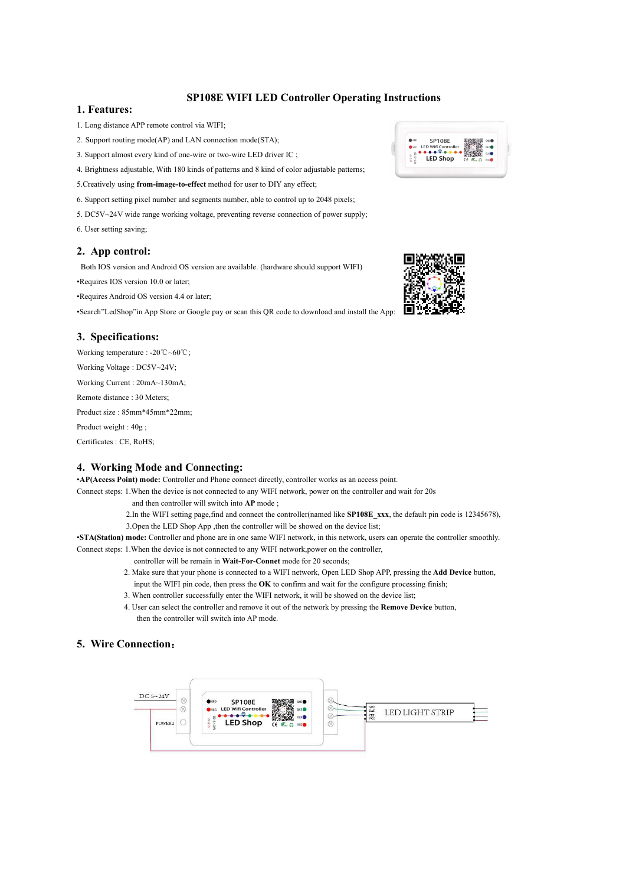# SP108E WIFI LED Controller Operating Instructions

## 1. Features:

1. Long distance APP remote control via WIFI;
2. Support routing mode(AP) and LAN connection mode(STA);
3. Support almost every kind of one-wire or two-wire LED driver IC ;
4. Brightness adjustable, With 180 kinds of patterns and 8 kind of color adjustable patterns;
5. Creatively using **from-image-to-effect** method for user to DIY any effect;
6. Support setting pixel number and segments number, able to control up to 2048 pixels;
5. DC5V~24V wide range working voltage, preventing reverse connection of power supply;
6. User setting saving;

## 2. App control:

Both IOS version and Android OS version are available. (hardware should support WIFI)

•Requires IOS version 10.0 or later;

•Requires Android OS version 4.4 or later;

•Search"LedShop"in App Store or Google pay or scan this QR code to download and install the App:

## 3. Specifications:

Working temperature : -20℃~60℃;

Working Voltage : DC5V~24V;

Working Current : 20mA~130mA;

Remote distance : 30 Meters;

Product size : 85mm*45mm*22mm;

Product weight : 40g ;

Certificates : CE, RoHS;

## 4. Working Mode and Connecting:

**•AP(Access Point) mode:** Controller and Phone connect directly, controller works as an access point.

Connect steps: 1.When the device is not connected to any WIFI network, power on the controller and wait for 20s and then controller will switch into **AP** mode ;

2.In the WIFI setting page,find and connect the controller(named like **SP108E_xxx**, the default pin code is 12345678),

3.Open the LED Shop App ,then the controller will be showed on the device list;

**•STA(Station) mode:** Controller and phone are in one same WIFI network, in this network, users can operate the controller smoothly.

Connect steps: 1.When the device is not connected to any WIFI network,power on the controller, controller will be remain in **Wait-For-Connet** mode for 20 seconds;

2. Make sure that your phone is connected to a WIFI network, Open LED Shop APP, pressing the **Add Device** button, input the WIFI pin code, then press the **OK** to confirm and wait for the configure processing finish;
3. When controller successfully enter the WIFI network, it will be showed on the device list;
4. User can select the controller and remove it out of the network by pressing the **Remove Device** button, then the controller will switch into AP mode.

## 5. Wire Connection：

DC 5~24V

POWER 2

SP108E
LED Wifi Controller
LED Shop

GND
DAT
CLK
VCC

LED LIGHT STRIP